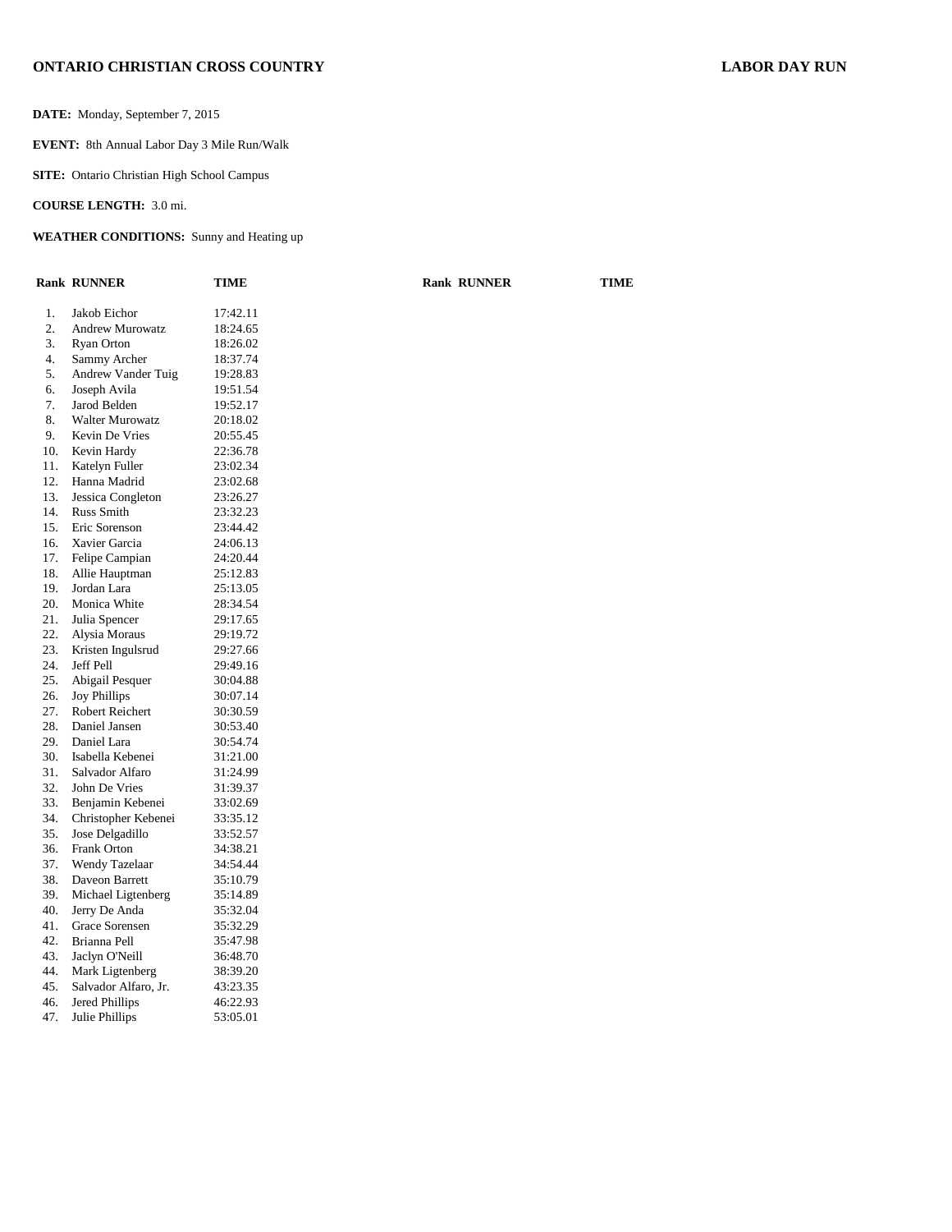**ONTARIO CHRISTIAN CROSS COUNTRY** **LABOR DAY RUN**

**DATE:** Monday, September 7, 2015

**EVENT:** 8th Annual Labor Day 3 Mile Run/Walk

**SITE:** Ontario Christian High School Campus

**COURSE LENGTH:** 3.0 mi.

**WEATHER CONDITIONS:** Sunny and Heating up

| Rank | RUNNER | TIME |
|---|---|---|
| 1. | Jakob Eichor | 17:42.11 |
| 2. | Andrew Murowatz | 18:24.65 |
| 3. | Ryan Orton | 18:26.02 |
| 4. | Sammy Archer | 18:37.74 |
| 5. | Andrew Vander Tuig | 19:28.83 |
| 6. | Joseph Avila | 19:51.54 |
| 7. | Jarod Belden | 19:52.17 |
| 8. | Walter Murowatz | 20:18.02 |
| 9. | Kevin De Vries | 20:55.45 |
| 10. | Kevin Hardy | 22:36.78 |
| 11. | Katelyn Fuller | 23:02.34 |
| 12. | Hanna Madrid | 23:02.68 |
| 13. | Jessica Congleton | 23:26.27 |
| 14. | Russ Smith | 23:32.23 |
| 15. | Eric Sorenson | 23:44.42 |
| 16. | Xavier Garcia | 24:06.13 |
| 17. | Felipe Campian | 24:20.44 |
| 18. | Allie Hauptman | 25:12.83 |
| 19. | Jordan Lara | 25:13.05 |
| 20. | Monica White | 28:34.54 |
| 21. | Julia Spencer | 29:17.65 |
| 22. | Alysia Moraus | 29:19.72 |
| 23. | Kristen Ingulsrud | 29:27.66 |
| 24. | Jeff Pell | 29:49.16 |
| 25. | Abigail Pesquer | 30:04.88 |
| 26. | Joy Phillips | 30:07.14 |
| 27. | Robert Reichert | 30:30.59 |
| 28. | Daniel Jansen | 30:53.40 |
| 29. | Daniel Lara | 30:54.74 |
| 30. | Isabella Kebenei | 31:21.00 |
| 31. | Salvador Alfaro | 31:24.99 |
| 32. | John De Vries | 31:39.37 |
| 33. | Benjamin Kebenei | 33:02.69 |
| 34. | Christopher Kebenei | 33:35.12 |
| 35. | Jose Delgadillo | 33:52.57 |
| 36. | Frank Orton | 34:38.21 |
| 37. | Wendy Tazelaar | 34:54.44 |
| 38. | Daveon Barrett | 35:10.79 |
| 39. | Michael Ligtenberg | 35:14.89 |
| 40. | Jerry De Anda | 35:32.04 |
| 41. | Grace Sorensen | 35:32.29 |
| 42. | Brianna Pell | 35:47.98 |
| 43. | Jaclyn O'Neill | 36:48.70 |
| 44. | Mark Ligtenberg | 38:39.20 |
| 45. | Salvador Alfaro, Jr. | 43:23.35 |
| 46. | Jered Phillips | 46:22.93 |
| 47. | Julie Phillips | 53:05.01 |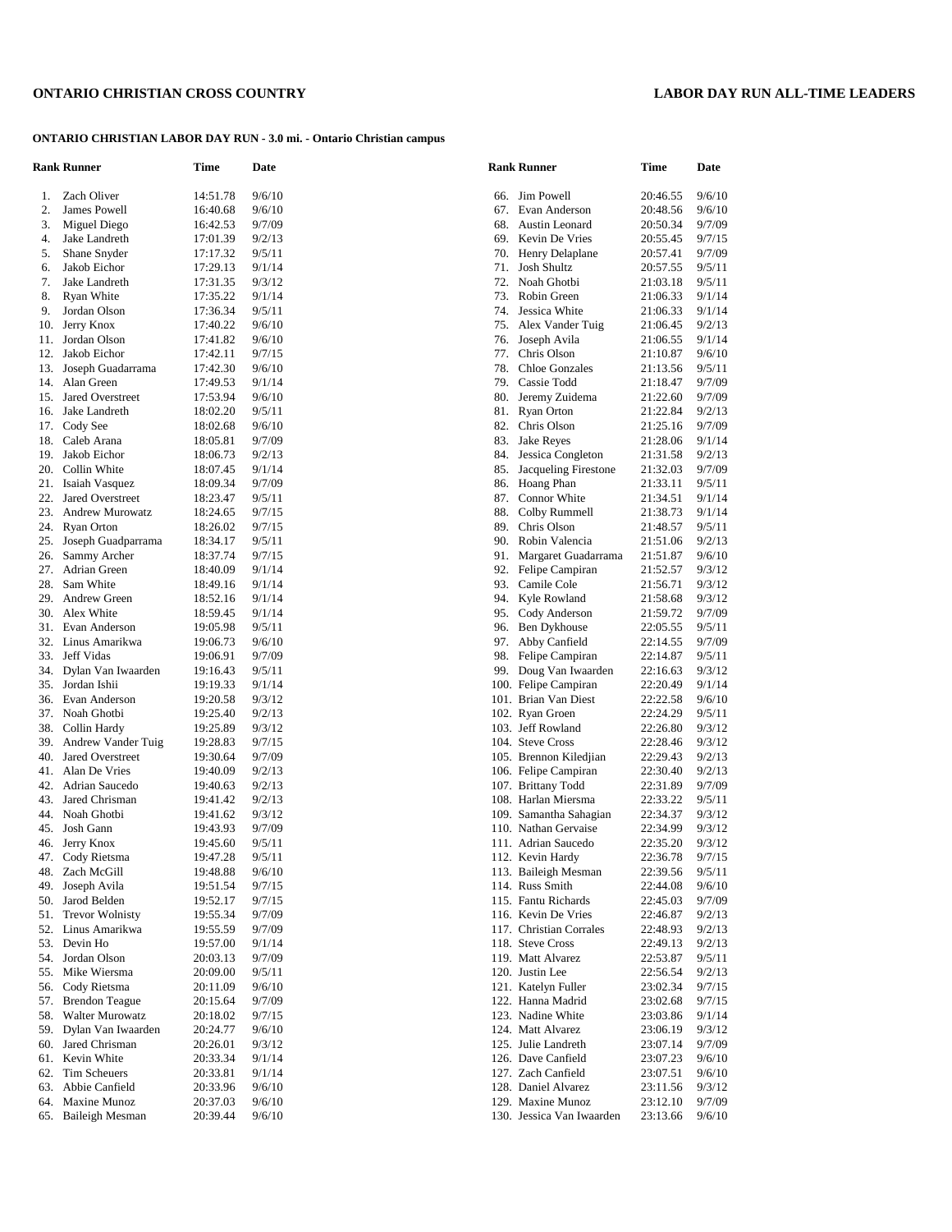**ONTARIO CHRISTIAN CROSS COUNTRY** **LABOR DAY RUN ALL-TIME LEADERS**

**ONTARIO CHRISTIAN LABOR DAY RUN - 3.0 mi. - Ontario Christian campus**

| Rank | Runner | Time | Date |
|---|---|---|---|
| 1. | Zach Oliver | 14:51.78 | 9/6/10 |
| 2. | James Powell | 16:40.68 | 9/6/10 |
| 3. | Miguel Diego | 16:42.53 | 9/7/09 |
| 4. | Jake Landreth | 17:01.39 | 9/2/13 |
| 5. | Shane Snyder | 17:17.32 | 9/5/11 |
| 6. | Jakob Eichor | 17:29.13 | 9/1/14 |
| 7. | Jake Landreth | 17:31.35 | 9/3/12 |
| 8. | Ryan White | 17:35.22 | 9/1/14 |
| 9. | Jordan Olson | 17:36.34 | 9/5/11 |
| 10. | Jerry Knox | 17:40.22 | 9/6/10 |
| 11. | Jordan Olson | 17:41.82 | 9/6/10 |
| 12. | Jakob Eichor | 17:42.11 | 9/7/15 |
| 13. | Joseph Guadarrama | 17:42.30 | 9/6/10 |
| 14. | Alan Green | 17:49.53 | 9/1/14 |
| 15. | Jared Overstreet | 17:53.94 | 9/6/10 |
| 16. | Jake Landreth | 18:02.20 | 9/5/11 |
| 17. | Cody See | 18:02.68 | 9/6/10 |
| 18. | Caleb Arana | 18:05.81 | 9/7/09 |
| 19. | Jakob Eichor | 18:06.73 | 9/2/13 |
| 20. | Collin White | 18:07.45 | 9/1/14 |
| 21. | Isaiah Vasquez | 18:09.34 | 9/7/09 |
| 22. | Jared Overstreet | 18:23.47 | 9/5/11 |
| 23. | Andrew Murowatz | 18:24.65 | 9/7/15 |
| 24. | Ryan Orton | 18:26.02 | 9/7/15 |
| 25. | Joseph Guadparrama | 18:34.17 | 9/5/11 |
| 26. | Sammy Archer | 18:37.74 | 9/7/15 |
| 27. | Adrian Green | 18:40.09 | 9/1/14 |
| 28. | Sam White | 18:49.16 | 9/1/14 |
| 29. | Andrew Green | 18:52.16 | 9/1/14 |
| 30. | Alex White | 18:59.45 | 9/1/14 |
| 31. | Evan Anderson | 19:05.98 | 9/5/11 |
| 32. | Linus Amarikwa | 19:06.73 | 9/6/10 |
| 33. | Jeff Vidas | 19:06.91 | 9/7/09 |
| 34. | Dylan Van Iwaarden | 19:16.43 | 9/5/11 |
| 35. | Jordan Ishii | 19:19.33 | 9/1/14 |
| 36. | Evan Anderson | 19:20.58 | 9/3/12 |
| 37. | Noah Ghotbi | 19:25.40 | 9/2/13 |
| 38. | Collin Hardy | 19:25.89 | 9/3/12 |
| 39. | Andrew Vander Tuig | 19:28.83 | 9/7/15 |
| 40. | Jared Overstreet | 19:30.64 | 9/7/09 |
| 41. | Alan De Vries | 19:40.09 | 9/2/13 |
| 42. | Adrian Saucedo | 19:40.63 | 9/2/13 |
| 43. | Jared Chrisman | 19:41.42 | 9/2/13 |
| 44. | Noah Ghotbi | 19:41.62 | 9/3/12 |
| 45. | Josh Gann | 19:43.93 | 9/7/09 |
| 46. | Jerry Knox | 19:45.60 | 9/5/11 |
| 47. | Cody Rietsma | 19:47.28 | 9/5/11 |
| 48. | Zach McGill | 19:48.88 | 9/6/10 |
| 49. | Joseph Avila | 19:51.54 | 9/7/15 |
| 50. | Jarod Belden | 19:52.17 | 9/7/15 |
| 51. | Trevor Wolnisty | 19:55.34 | 9/7/09 |
| 52. | Linus Amarikwa | 19:55.59 | 9/7/09 |
| 53. | Devin Ho | 19:57.00 | 9/1/14 |
| 54. | Jordan Olson | 20:03.13 | 9/7/09 |
| 55. | Mike Wiersma | 20:09.00 | 9/5/11 |
| 56. | Cody Rietsma | 20:11.09 | 9/6/10 |
| 57. | Brendon Teague | 20:15.64 | 9/7/09 |
| 58. | Walter Murowatz | 20:18.02 | 9/7/15 |
| 59. | Dylan Van Iwaarden | 20:24.77 | 9/6/10 |
| 60. | Jared Chrisman | 20:26.01 | 9/3/12 |
| 61. | Kevin White | 20:33.34 | 9/1/14 |
| 62. | Tim Scheuers | 20:33.81 | 9/1/14 |
| 63. | Abbie Canfield | 20:33.96 | 9/6/10 |
| 64. | Maxine Munoz | 20:37.03 | 9/6/10 |
| 65. | Baileigh Mesman | 20:39.44 | 9/6/10 |
| 66. | Jim Powell | 20:46.55 | 9/6/10 |
| 67. | Evan Anderson | 20:48.56 | 9/6/10 |
| 68. | Austin Leonard | 20:50.34 | 9/7/09 |
| 69. | Kevin De Vries | 20:55.45 | 9/7/15 |
| 70. | Henry Delaplane | 20:57.41 | 9/7/09 |
| 71. | Josh Shultz | 20:57.55 | 9/5/11 |
| 72. | Noah Ghotbi | 21:03.18 | 9/5/11 |
| 73. | Robin Green | 21:06.33 | 9/1/14 |
| 74. | Jessica White | 21:06.33 | 9/1/14 |
| 75. | Alex Vander Tuig | 21:06.45 | 9/2/13 |
| 76. | Joseph Avila | 21:06.55 | 9/1/14 |
| 77. | Chris Olson | 21:10.87 | 9/6/10 |
| 78. | Chloe Gonzales | 21:13.56 | 9/5/11 |
| 79. | Cassie Todd | 21:18.47 | 9/7/09 |
| 80. | Jeremy Zuidema | 21:22.60 | 9/7/09 |
| 81. | Ryan Orton | 21:22.84 | 9/2/13 |
| 82. | Chris Olson | 21:25.16 | 9/7/09 |
| 83. | Jake Reyes | 21:28.06 | 9/1/14 |
| 84. | Jessica Congleton | 21:31.58 | 9/2/13 |
| 85. | Jacqueling Firestone | 21:32.03 | 9/7/09 |
| 86. | Hoang Phan | 21:33.11 | 9/5/11 |
| 87. | Connor White | 21:34.51 | 9/1/14 |
| 88. | Colby Rummell | 21:38.73 | 9/1/14 |
| 89. | Chris Olson | 21:48.57 | 9/5/11 |
| 90. | Robin Valencia | 21:51.06 | 9/2/13 |
| 91. | Margaret Guadarrama | 21:51.87 | 9/6/10 |
| 92. | Felipe Campiran | 21:52.57 | 9/3/12 |
| 93. | Camile Cole | 21:56.71 | 9/3/12 |
| 94. | Kyle Rowland | 21:58.68 | 9/3/12 |
| 95. | Cody Anderson | 21:59.72 | 9/7/09 |
| 96. | Ben Dykhouse | 22:05.55 | 9/5/11 |
| 97. | Abby Canfield | 22:14.55 | 9/7/09 |
| 98. | Felipe Campiran | 22:14.87 | 9/5/11 |
| 99. | Doug Van Iwaarden | 22:16.63 | 9/3/12 |
| 100. | Felipe Campiran | 22:20.49 | 9/1/14 |
| 101. | Brian Van Diest | 22:22.58 | 9/6/10 |
| 102. | Ryan Groen | 22:24.29 | 9/5/11 |
| 103. | Jeff Rowland | 22:26.80 | 9/3/12 |
| 104. | Steve Cross | 22:28.46 | 9/3/12 |
| 105. | Brennon Kiledjian | 22:29.43 | 9/2/13 |
| 106. | Felipe Campiran | 22:30.40 | 9/2/13 |
| 107. | Brittany Todd | 22:31.89 | 9/7/09 |
| 108. | Harlan Miersma | 22:33.22 | 9/5/11 |
| 109. | Samantha Sahagian | 22:34.37 | 9/3/12 |
| 110. | Nathan Gervaise | 22:34.99 | 9/3/12 |
| 111. | Adrian Saucedo | 22:35.20 | 9/3/12 |
| 112. | Kevin Hardy | 22:36.78 | 9/7/15 |
| 113. | Baileigh Mesman | 22:39.56 | 9/5/11 |
| 114. | Russ Smith | 22:44.08 | 9/6/10 |
| 115. | Fantu Richards | 22:45.03 | 9/7/09 |
| 116. | Kevin De Vries | 22:46.87 | 9/2/13 |
| 117. | Christian Corrales | 22:48.93 | 9/2/13 |
| 118. | Steve Cross | 22:49.13 | 9/2/13 |
| 119. | Matt Alvarez | 22:53.87 | 9/5/11 |
| 120. | Justin Lee | 22:56.54 | 9/2/13 |
| 121. | Katelyn Fuller | 23:02.34 | 9/7/15 |
| 122. | Hanna Madrid | 23:02.68 | 9/7/15 |
| 123. | Nadine White | 23:03.86 | 9/1/14 |
| 124. | Matt Alvarez | 23:06.19 | 9/3/12 |
| 125. | Julie Landreth | 23:07.14 | 9/7/09 |
| 126. | Dave Canfield | 23:07.23 | 9/6/10 |
| 127. | Zach Canfield | 23:07.51 | 9/6/10 |
| 128. | Daniel Alvarez | 23:11.56 | 9/3/12 |
| 129. | Maxine Munoz | 23:12.10 | 9/7/09 |
| 130. | Jessica Van Iwaarden | 23:13.66 | 9/6/10 |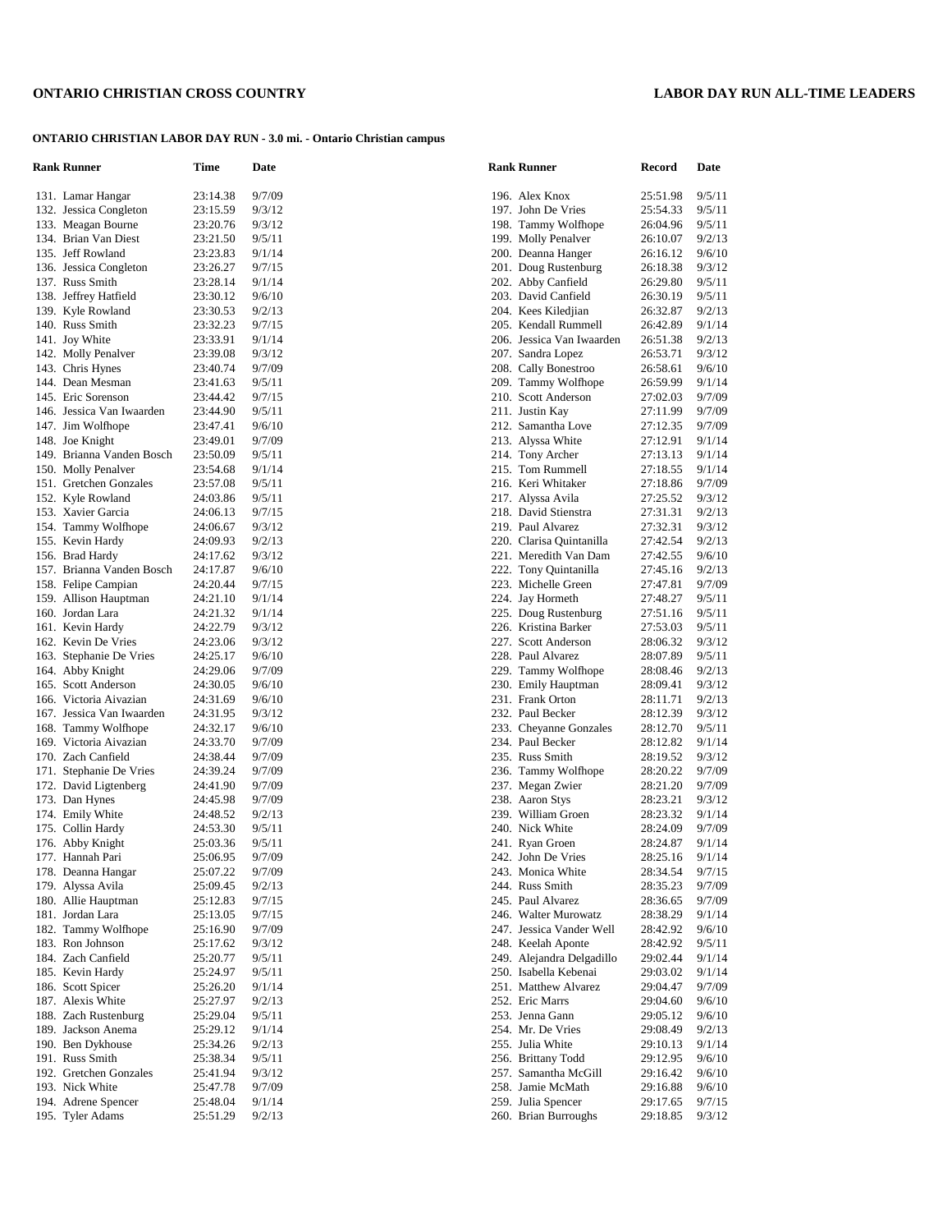**ONTARIO CHRISTIAN CROSS COUNTRY** **LABOR DAY RUN ALL-TIME LEADERS**

**ONTARIO CHRISTIAN LABOR DAY RUN - 3.0 mi. - Ontario Christian campus**

| Rank | Runner | Time | Date |
|---|---|---|---|
| 131. | Lamar Hangar | 23:14.38 | 9/7/09 |
| 132. | Jessica Congleton | 23:15.59 | 9/3/12 |
| 133. | Meagan Bourne | 23:20.76 | 9/3/12 |
| 134. | Brian Van Diest | 23:21.50 | 9/5/11 |
| 135. | Jeff Rowland | 23:23.83 | 9/1/14 |
| 136. | Jessica Congleton | 23:26.27 | 9/7/15 |
| 137. | Russ Smith | 23:28.14 | 9/1/14 |
| 138. | Jeffrey Hatfield | 23:30.12 | 9/6/10 |
| 139. | Kyle Rowland | 23:30.53 | 9/2/13 |
| 140. | Russ Smith | 23:32.23 | 9/7/15 |
| 141. | Joy White | 23:33.91 | 9/1/14 |
| 142. | Molly Penalver | 23:39.08 | 9/3/12 |
| 143. | Chris Hynes | 23:40.74 | 9/7/09 |
| 144. | Dean Mesman | 23:41.63 | 9/5/11 |
| 145. | Eric Sorenson | 23:44.42 | 9/7/15 |
| 146. | Jessica Van Iwaarden | 23:44.90 | 9/5/11 |
| 147. | Jim Wolfhope | 23:47.41 | 9/6/10 |
| 148. | Joe Knight | 23:49.01 | 9/7/09 |
| 149. | Brianna Vanden Bosch | 23:50.09 | 9/5/11 |
| 150. | Molly Penalver | 23:54.68 | 9/1/14 |
| 151. | Gretchen Gonzales | 23:57.08 | 9/5/11 |
| 152. | Kyle Rowland | 24:03.86 | 9/5/11 |
| 153. | Xavier Garcia | 24:06.13 | 9/7/15 |
| 154. | Tammy Wolfhope | 24:06.67 | 9/3/12 |
| 155. | Kevin Hardy | 24:09.93 | 9/2/13 |
| 156. | Brad Hardy | 24:17.62 | 9/3/12 |
| 157. | Brianna Vanden Bosch | 24:17.87 | 9/6/10 |
| 158. | Felipe Campian | 24:20.44 | 9/7/15 |
| 159. | Allison Hauptman | 24:21.10 | 9/1/14 |
| 160. | Jordan Lara | 24:21.32 | 9/1/14 |
| 161. | Kevin Hardy | 24:22.79 | 9/3/12 |
| 162. | Kevin De Vries | 24:23.06 | 9/3/12 |
| 163. | Stephanie De Vries | 24:25.17 | 9/6/10 |
| 164. | Abby Knight | 24:29.06 | 9/7/09 |
| 165. | Scott Anderson | 24:30.05 | 9/6/10 |
| 166. | Victoria Aivazian | 24:31.69 | 9/6/10 |
| 167. | Jessica Van Iwaarden | 24:31.95 | 9/3/12 |
| 168. | Tammy Wolfhope | 24:32.17 | 9/6/10 |
| 169. | Victoria Aivazian | 24:33.70 | 9/7/09 |
| 170. | Zach Canfield | 24:38.44 | 9/7/09 |
| 171. | Stephanie De Vries | 24:39.24 | 9/7/09 |
| 172. | David Ligtenberg | 24:41.90 | 9/7/09 |
| 173. | Dan Hynes | 24:45.98 | 9/7/09 |
| 174. | Emily White | 24:48.52 | 9/2/13 |
| 175. | Collin Hardy | 24:53.30 | 9/5/11 |
| 176. | Abby Knight | 25:03.36 | 9/5/11 |
| 177. | Hannah Pari | 25:06.95 | 9/7/09 |
| 178. | Deanna Hangar | 25:07.22 | 9/7/09 |
| 179. | Alyssa Avila | 25:09.45 | 9/2/13 |
| 180. | Allie Hauptman | 25:12.83 | 9/7/15 |
| 181. | Jordan Lara | 25:13.05 | 9/7/15 |
| 182. | Tammy Wolfhope | 25:16.90 | 9/7/09 |
| 183. | Ron Johnson | 25:17.62 | 9/3/12 |
| 184. | Zach Canfield | 25:20.77 | 9/5/11 |
| 185. | Kevin Hardy | 25:24.97 | 9/5/11 |
| 186. | Scott Spicer | 25:26.20 | 9/1/14 |
| 187. | Alexis White | 25:27.97 | 9/2/13 |
| 188. | Zach Rustenburg | 25:29.04 | 9/5/11 |
| 189. | Jackson Anema | 25:29.12 | 9/1/14 |
| 190. | Ben Dykhouse | 25:34.26 | 9/2/13 |
| 191. | Russ Smith | 25:38.34 | 9/5/11 |
| 192. | Gretchen Gonzales | 25:41.94 | 9/3/12 |
| 193. | Nick White | 25:47.78 | 9/7/09 |
| 194. | Adrene Spencer | 25:48.04 | 9/1/14 |
| 195. | Tyler Adams | 25:51.29 | 9/2/13 |

| Rank | Runner | Record | Date |
|---|---|---|---|
| 196. | Alex Knox | 25:51.98 | 9/5/11 |
| 197. | John De Vries | 25:54.33 | 9/5/11 |
| 198. | Tammy Wolfhope | 26:04.96 | 9/5/11 |
| 199. | Molly Penalver | 26:10.07 | 9/2/13 |
| 200. | Deanna Hanger | 26:16.12 | 9/6/10 |
| 201. | Doug Rustenburg | 26:18.38 | 9/3/12 |
| 202. | Abby Canfield | 26:29.80 | 9/5/11 |
| 203. | David Canfield | 26:30.19 | 9/5/11 |
| 204. | Kees Kiledjian | 26:32.87 | 9/2/13 |
| 205. | Kendall Rummell | 26:42.89 | 9/1/14 |
| 206. | Jessica Van Iwaarden | 26:51.38 | 9/2/13 |
| 207. | Sandra Lopez | 26:53.71 | 9/3/12 |
| 208. | Cally Bonestroo | 26:58.61 | 9/6/10 |
| 209. | Tammy Wolfhope | 26:59.99 | 9/1/14 |
| 210. | Scott Anderson | 27:02.03 | 9/7/09 |
| 211. | Justin Kay | 27:11.99 | 9/7/09 |
| 212. | Samantha Love | 27:12.35 | 9/7/09 |
| 213. | Alyssa White | 27:12.91 | 9/1/14 |
| 214. | Tony Archer | 27:13.13 | 9/1/14 |
| 215. | Tom Rummell | 27:18.55 | 9/1/14 |
| 216. | Keri Whitaker | 27:18.86 | 9/7/09 |
| 217. | Alyssa Avila | 27:25.52 | 9/3/12 |
| 218. | David Stienstra | 27:31.31 | 9/2/13 |
| 219. | Paul Alvarez | 27:32.31 | 9/3/12 |
| 220. | Clarisa Quintanilla | 27:42.54 | 9/2/13 |
| 221. | Meredith Van Dam | 27:42.55 | 9/6/10 |
| 222. | Tony Quintanilla | 27:45.16 | 9/2/13 |
| 223. | Michelle Green | 27:47.81 | 9/7/09 |
| 224. | Jay Hormeth | 27:48.27 | 9/5/11 |
| 225. | Doug Rustenburg | 27:51.16 | 9/5/11 |
| 226. | Kristina Barker | 27:53.03 | 9/5/11 |
| 227. | Scott Anderson | 28:06.32 | 9/3/12 |
| 228. | Paul Alvarez | 28:07.89 | 9/5/11 |
| 229. | Tammy Wolfhope | 28:08.46 | 9/2/13 |
| 230. | Emily Hauptman | 28:09.41 | 9/3/12 |
| 231. | Frank Orton | 28:11.71 | 9/2/13 |
| 232. | Paul Becker | 28:12.39 | 9/3/12 |
| 233. | Cheyanne Gonzales | 28:12.70 | 9/5/11 |
| 234. | Paul Becker | 28:12.82 | 9/1/14 |
| 235. | Russ Smith | 28:19.52 | 9/3/12 |
| 236. | Tammy Wolfhope | 28:20.22 | 9/7/09 |
| 237. | Megan Zwier | 28:21.20 | 9/7/09 |
| 238. | Aaron Stys | 28:23.21 | 9/3/12 |
| 239. | William Groen | 28:23.32 | 9/1/14 |
| 240. | Nick White | 28:24.09 | 9/7/09 |
| 241. | Ryan Groen | 28:24.87 | 9/1/14 |
| 242. | John De Vries | 28:25.16 | 9/1/14 |
| 243. | Monica White | 28:34.54 | 9/7/15 |
| 244. | Russ Smith | 28:35.23 | 9/7/09 |
| 245. | Paul Alvarez | 28:36.65 | 9/7/09 |
| 246. | Walter Murowatz | 28:38.29 | 9/1/14 |
| 247. | Jessica Vander Well | 28:42.92 | 9/6/10 |
| 248. | Keelah Aponte | 28:42.92 | 9/5/11 |
| 249. | Alejandra Delgadillo | 29:02.44 | 9/1/14 |
| 250. | Isabella Kebenai | 29:03.02 | 9/1/14 |
| 251. | Matthew Alvarez | 29:04.47 | 9/7/09 |
| 252. | Eric Marrs | 29:04.60 | 9/6/10 |
| 253. | Jenna Gann | 29:05.12 | 9/6/10 |
| 254. | Mr. De Vries | 29:08.49 | 9/2/13 |
| 255. | Julia White | 29:10.13 | 9/1/14 |
| 256. | Brittany Todd | 29:12.95 | 9/6/10 |
| 257. | Samantha McGill | 29:16.42 | 9/6/10 |
| 258. | Jamie McMath | 29:16.88 | 9/6/10 |
| 259. | Julia Spencer | 29:17.65 | 9/7/15 |
| 260. | Brian Burroughs | 29:18.85 | 9/3/12 |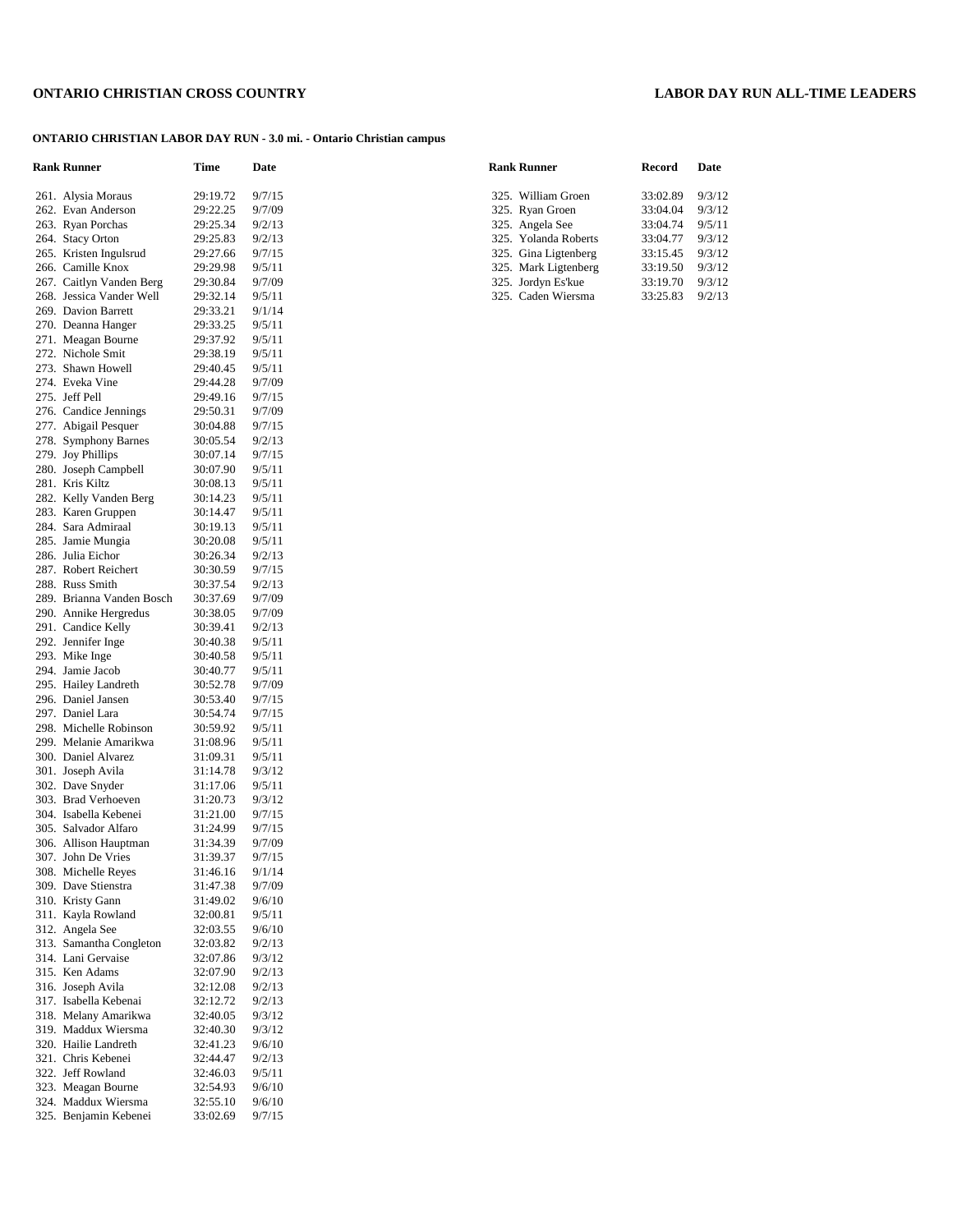**ONTARIO CHRISTIAN CROSS COUNTRY** **LABOR DAY RUN ALL-TIME LEADERS**

**ONTARIO CHRISTIAN LABOR DAY RUN - 3.0 mi. - Ontario Christian campus**

| Rank | Runner | Time | Date |
|---|---|---|---|
| 261. | Alysia Moraus | 29:19.72 | 9/7/15 |
| 262. | Evan Anderson | 29:22.25 | 9/7/09 |
| 263. | Ryan Porchas | 29:25.34 | 9/2/13 |
| 264. | Stacy Orton | 29:25.83 | 9/2/13 |
| 265. | Kristen Ingulsrud | 29:27.66 | 9/7/15 |
| 266. | Camille Knox | 29:29.98 | 9/5/11 |
| 267. | Caitlyn Vanden Berg | 29:30.84 | 9/7/09 |
| 268. | Jessica Vander Well | 29:32.14 | 9/5/11 |
| 269. | Davion Barrett | 29:33.21 | 9/1/14 |
| 270. | Deanna Hanger | 29:33.25 | 9/5/11 |
| 271. | Meagan Bourne | 29:37.92 | 9/5/11 |
| 272. | Nichole Smit | 29:38.19 | 9/5/11 |
| 273. | Shawn Howell | 29:40.45 | 9/5/11 |
| 274. | Eveka Vine | 29:44.28 | 9/7/09 |
| 275. | Jeff Pell | 29:49.16 | 9/7/15 |
| 276. | Candice Jennings | 29:50.31 | 9/7/09 |
| 277. | Abigail Pesquer | 30:04.88 | 9/7/15 |
| 278. | Symphony Barnes | 30:05.54 | 9/2/13 |
| 279. | Joy Phillips | 30:07.14 | 9/7/15 |
| 280. | Joseph Campbell | 30:07.90 | 9/5/11 |
| 281. | Kris Kiltz | 30:08.13 | 9/5/11 |
| 282. | Kelly Vanden Berg | 30:14.23 | 9/5/11 |
| 283. | Karen Gruppen | 30:14.47 | 9/5/11 |
| 284. | Sara Admiraal | 30:19.13 | 9/5/11 |
| 285. | Jamie Mungia | 30:20.08 | 9/5/11 |
| 286. | Julia Eichor | 30:26.34 | 9/2/13 |
| 287. | Robert Reichert | 30:30.59 | 9/7/15 |
| 288. | Russ Smith | 30:37.54 | 9/2/13 |
| 289. | Brianna Vanden Bosch | 30:37.69 | 9/7/09 |
| 290. | Annike Hergredus | 30:38.05 | 9/7/09 |
| 291. | Candice Kelly | 30:39.41 | 9/2/13 |
| 292. | Jennifer Inge | 30:40.38 | 9/5/11 |
| 293. | Mike Inge | 30:40.58 | 9/5/11 |
| 294. | Jamie Jacob | 30:40.77 | 9/5/11 |
| 295. | Hailey Landreth | 30:52.78 | 9/7/09 |
| 296. | Daniel Jansen | 30:53.40 | 9/7/15 |
| 297. | Daniel Lara | 30:54.74 | 9/7/15 |
| 298. | Michelle Robinson | 30:59.92 | 9/5/11 |
| 299. | Melanie Amarikwa | 31:08.96 | 9/5/11 |
| 300. | Daniel Alvarez | 31:09.31 | 9/5/11 |
| 301. | Joseph Avila | 31:14.78 | 9/3/12 |
| 302. | Dave Snyder | 31:17.06 | 9/5/11 |
| 303. | Brad Verhoeven | 31:20.73 | 9/3/12 |
| 304. | Isabella Kebenei | 31:21.00 | 9/7/15 |
| 305. | Salvador Alfaro | 31:24.99 | 9/7/15 |
| 306. | Allison Hauptman | 31:34.39 | 9/7/09 |
| 307. | John De Vries | 31:39.37 | 9/7/15 |
| 308. | Michelle Reyes | 31:46.16 | 9/1/14 |
| 309. | Dave Stienstra | 31:47.38 | 9/7/09 |
| 310. | Kristy Gann | 31:49.02 | 9/6/10 |
| 311. | Kayla Rowland | 32:00.81 | 9/5/11 |
| 312. | Angela See | 32:03.55 | 9/6/10 |
| 313. | Samantha Congleton | 32:03.82 | 9/2/13 |
| 314. | Lani Gervaise | 32:07.86 | 9/3/12 |
| 315. | Ken Adams | 32:07.90 | 9/2/13 |
| 316. | Joseph Avila | 32:12.08 | 9/2/13 |
| 317. | Isabella Kebenai | 32:12.72 | 9/2/13 |
| 318. | Melany Amarikwa | 32:40.05 | 9/3/12 |
| 319. | Maddux Wiersma | 32:40.30 | 9/3/12 |
| 320. | Hailie Landreth | 32:41.23 | 9/6/10 |
| 321. | Chris Kebenei | 32:44.47 | 9/2/13 |
| 322. | Jeff Rowland | 32:46.03 | 9/5/11 |
| 323. | Meagan Bourne | 32:54.93 | 9/6/10 |
| 324. | Maddux Wiersma | 32:55.10 | 9/6/10 |
| 325. | Benjamin Kebenei | 33:02.69 | 9/7/15 |
| 325. | William Groen | 33:02.89 | 9/3/12 |
| 325. | Ryan Groen | 33:04.04 | 9/3/12 |
| 325. | Angela See | 33:04.74 | 9/5/11 |
| 325. | Yolanda Roberts | 33:04.77 | 9/3/12 |
| 325. | Gina Ligtenberg | 33:15.45 | 9/3/12 |
| 325. | Mark Ligtenberg | 33:19.50 | 9/3/12 |
| 325. | Jordyn Es'kue | 33:19.70 | 9/3/12 |
| 325. | Caden Wiersma | 33:25.83 | 9/2/13 |